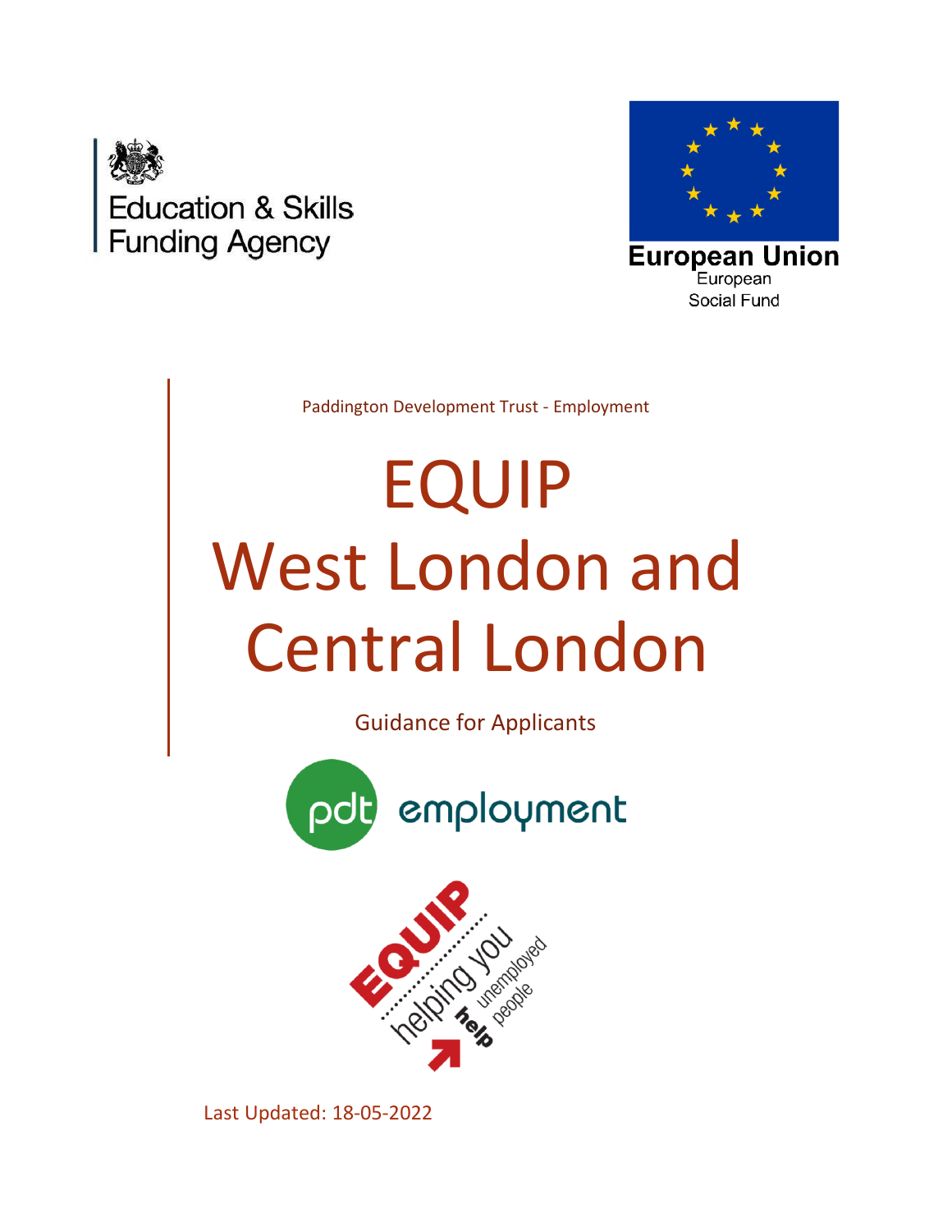Education & Skills Funding Agency

European Union
European Social Fund

Paddington Development Trust - Employment

# EQUIP West London and Central London

Guidance for Applicants

pdt employment

EQUIP helping you help unemployed people

Last Updated: 18-05-2022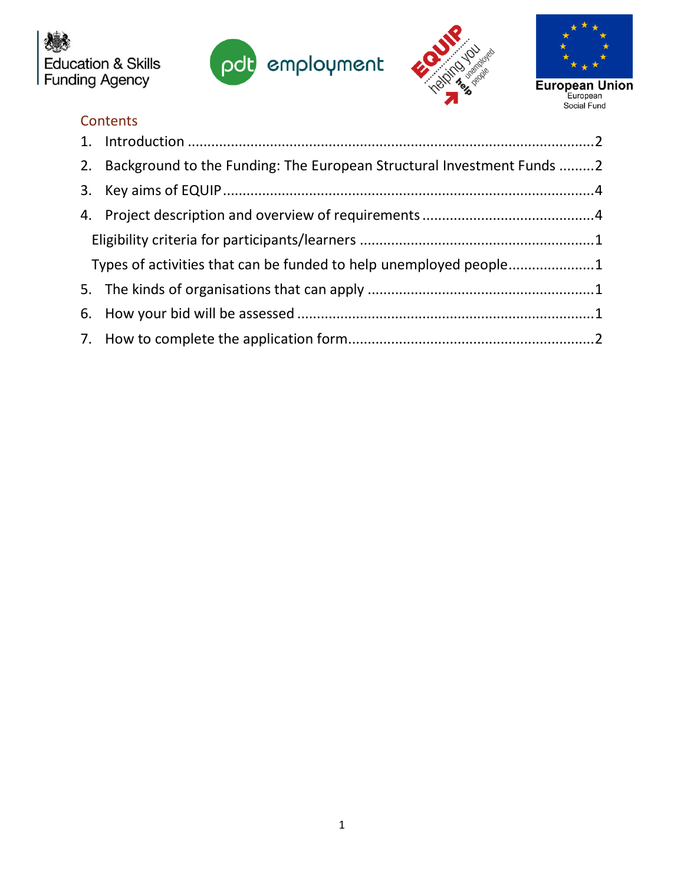## Contents

1. Introduction ........................................................................................................2
2. Background to the Funding: The European Structural Investment Funds .........2
3. Key aims of EQUIP ..............................................................................................4
4. Project description and overview of requirements ..........................................4
   - Eligibility criteria for participants/learners ..........................................................1
   - Types of activities that can be funded to help unemployed people.....................1
5. The kinds of organisations that can apply .........................................................1
6. How your bid will be assessed ...........................................................................1
7. How to complete the application form..............................................................2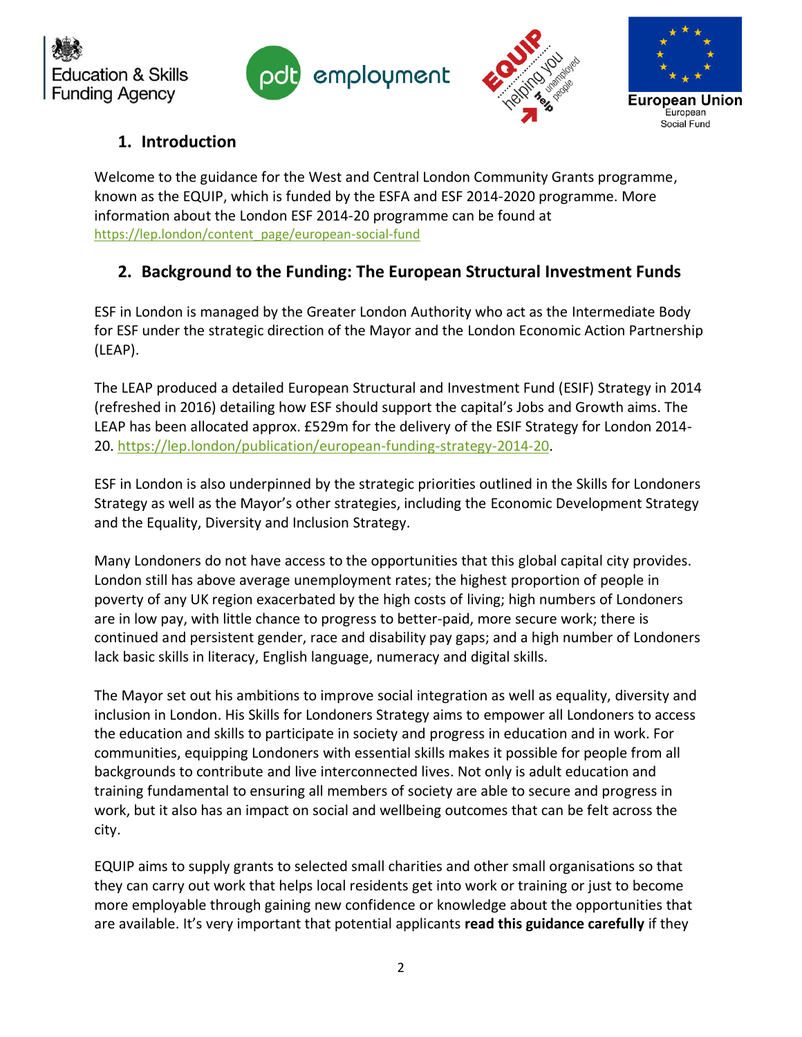## 1. Introduction

Welcome to the guidance for the West and Central London Community Grants programme, known as the EQUIP, which is funded by the ESFA and ESF 2014-2020 programme. More information about the London ESF 2014-20 programme can be found at https://lep.london/content_page/european-social-fund

## 2. Background to the Funding: The European Structural Investment Funds

ESF in London is managed by the Greater London Authority who act as the Intermediate Body for ESF under the strategic direction of the Mayor and the London Economic Action Partnership (LEAP).

The LEAP produced a detailed European Structural and Investment Fund (ESIF) Strategy in 2014 (refreshed in 2016) detailing how ESF should support the capital's Jobs and Growth aims. The LEAP has been allocated approx. £529m for the delivery of the ESIF Strategy for London 2014-20. https://lep.london/publication/european-funding-strategy-2014-20.

ESF in London is also underpinned by the strategic priorities outlined in the Skills for Londoners Strategy as well as the Mayor's other strategies, including the Economic Development Strategy and the Equality, Diversity and Inclusion Strategy.

Many Londoners do not have access to the opportunities that this global capital city provides. London still has above average unemployment rates; the highest proportion of people in poverty of any UK region exacerbated by the high costs of living; high numbers of Londoners are in low pay, with little chance to progress to better-paid, more secure work; there is continued and persistent gender, race and disability pay gaps; and a high number of Londoners lack basic skills in literacy, English language, numeracy and digital skills.

The Mayor set out his ambitions to improve social integration as well as equality, diversity and inclusion in London. His Skills for Londoners Strategy aims to empower all Londoners to access the education and skills to participate in society and progress in education and in work. For communities, equipping Londoners with essential skills makes it possible for people from all backgrounds to contribute and live interconnected lives. Not only is adult education and training fundamental to ensuring all members of society are able to secure and progress in work, but it also has an impact on social and wellbeing outcomes that can be felt across the city.

EQUIP aims to supply grants to selected small charities and other small organisations so that they can carry out work that helps local residents get into work or training or just to become more employable through gaining new confidence or knowledge about the opportunities that are available. It's very important that potential applicants **read this guidance carefully** if they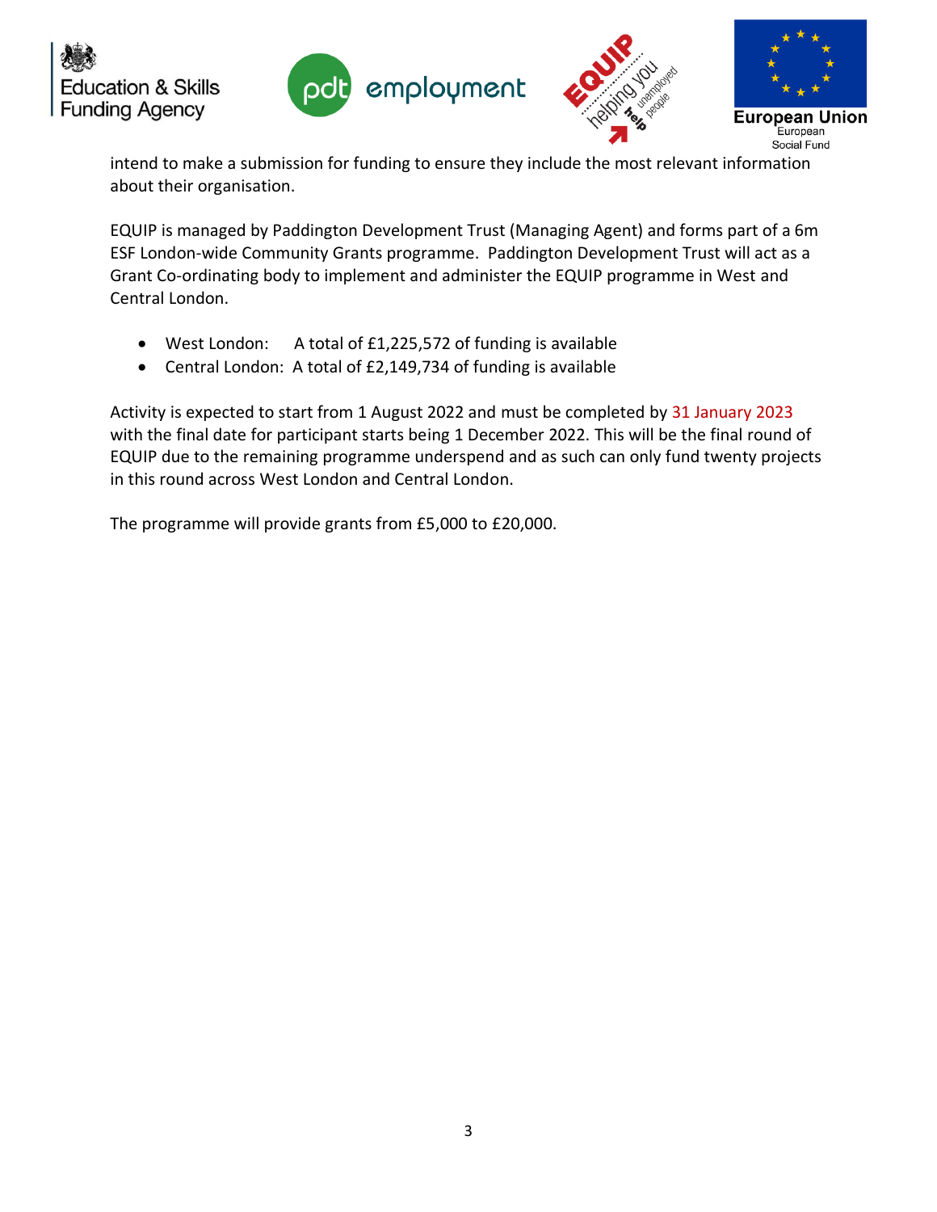intend to make a submission for funding to ensure they include the most relevant information about their organisation.

EQUIP is managed by Paddington Development Trust (Managing Agent) and forms part of a 6m ESF London-wide Community Grants programme. Paddington Development Trust will act as a Grant Co-ordinating body to implement and administer the EQUIP programme in West and Central London.

- West London: A total of £1,225,572 of funding is available
- Central London: A total of £2,149,734 of funding is available

Activity is expected to start from 1 August 2022 and must be completed by 31 January 2023 with the final date for participant starts being 1 December 2022. This will be the final round of EQUIP due to the remaining programme underspend and as such can only fund twenty projects in this round across West London and Central London.

The programme will provide grants from £5,000 to £20,000.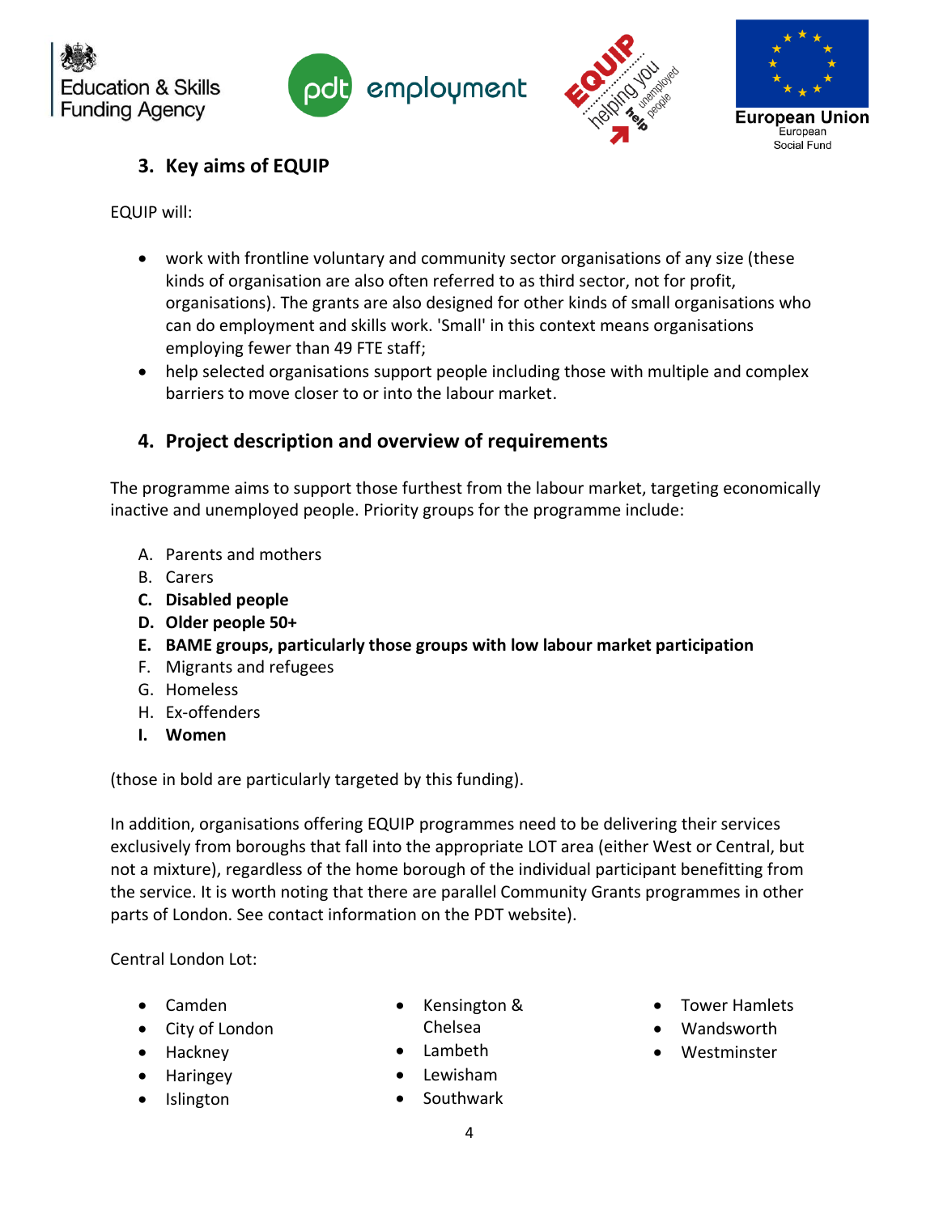## 3. Key aims of EQUIP

EQUIP will:

- work with frontline voluntary and community sector organisations of any size (these kinds of organisation are also often referred to as third sector, not for profit, organisations). The grants are also designed for other kinds of small organisations who can do employment and skills work. 'Small' in this context means organisations employing fewer than 49 FTE staff;
- help selected organisations support people including those with multiple and complex barriers to move closer to or into the labour market.

## 4. Project description and overview of requirements

The programme aims to support those furthest from the labour market, targeting economically inactive and unemployed people. Priority groups for the programme include:

A. Parents and mothers
B. Carers
**C. Disabled people**
**D. Older people 50+**
**E. BAME groups, particularly those groups with low labour market participation**
F. Migrants and refugees
G. Homeless
H. Ex-offenders
**I. Women**

(those in bold are particularly targeted by this funding).

In addition, organisations offering EQUIP programmes need to be delivering their services exclusively from boroughs that fall into the appropriate LOT area (either West or Central, but not a mixture), regardless of the home borough of the individual participant benefitting from the service. It is worth noting that there are parallel Community Grants programmes in other parts of London. See contact information on the PDT website).

Central London Lot:

- Camden
- City of London
- Hackney
- Haringey
- Islington
- Kensington & Chelsea
- Lambeth
- Lewisham
- Southwark
- Tower Hamlets
- Wandsworth
- Westminster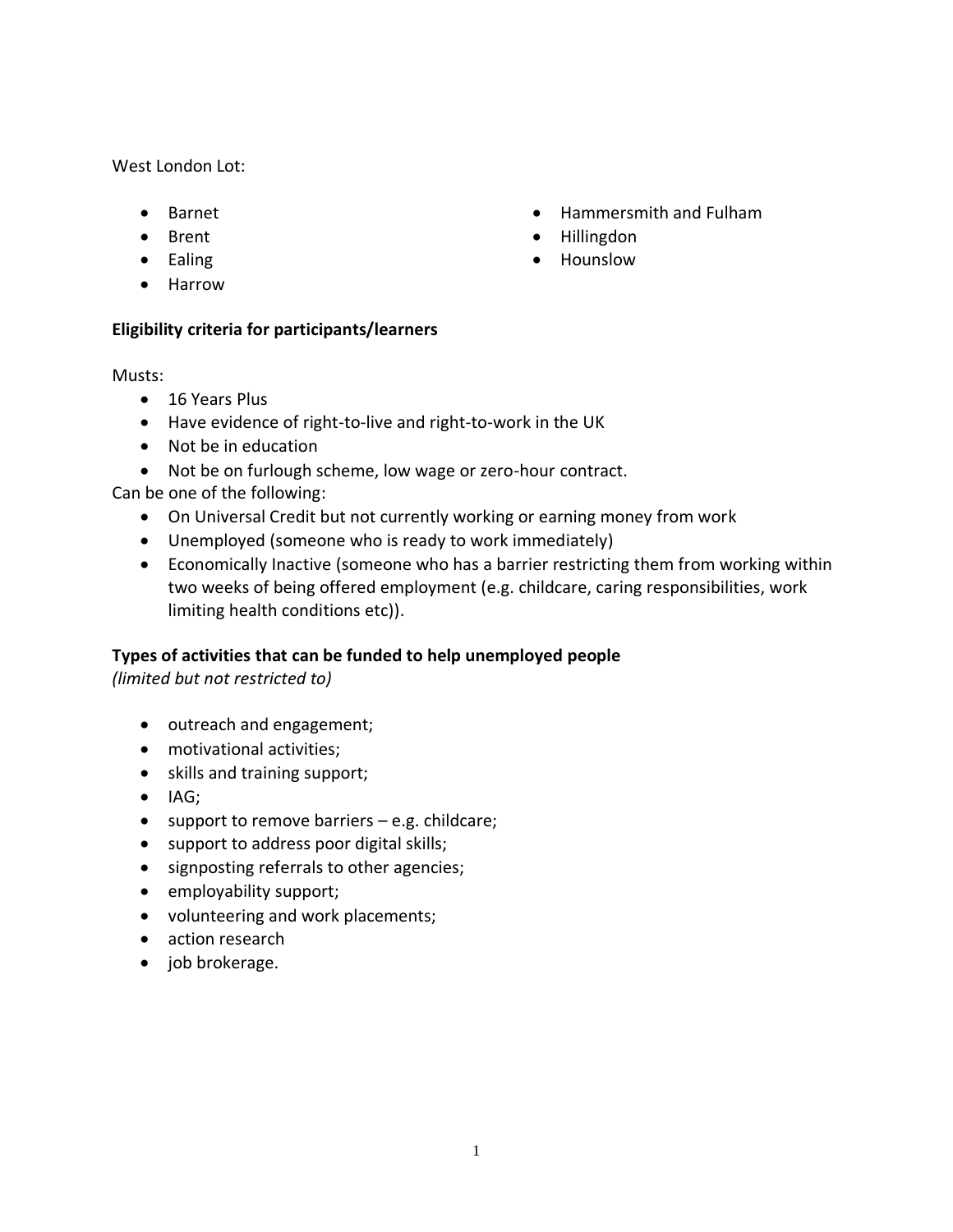West London Lot:

- Barnet
- Brent
- Ealing
- Harrow
- Hammersmith and Fulham
- Hillingdon
- Hounslow

**Eligibility criteria for participants/learners**

Musts:

- 16 Years Plus
- Have evidence of right-to-live and right-to-work in the UK
- Not be in education
- Not be on furlough scheme, low wage or zero-hour contract.

Can be one of the following:

- On Universal Credit but not currently working or earning money from work
- Unemployed (someone who is ready to work immediately)
- Economically Inactive (someone who has a barrier restricting them from working within two weeks of being offered employment (e.g. childcare, caring responsibilities, work limiting health conditions etc)).

**Types of activities that can be funded to help unemployed people**
*(limited but not restricted to)*

- outreach and engagement;
- motivational activities;
- skills and training support;
- IAG;
- support to remove barriers – e.g. childcare;
- support to address poor digital skills;
- signposting referrals to other agencies;
- employability support;
- volunteering and work placements;
- action research
- job brokerage.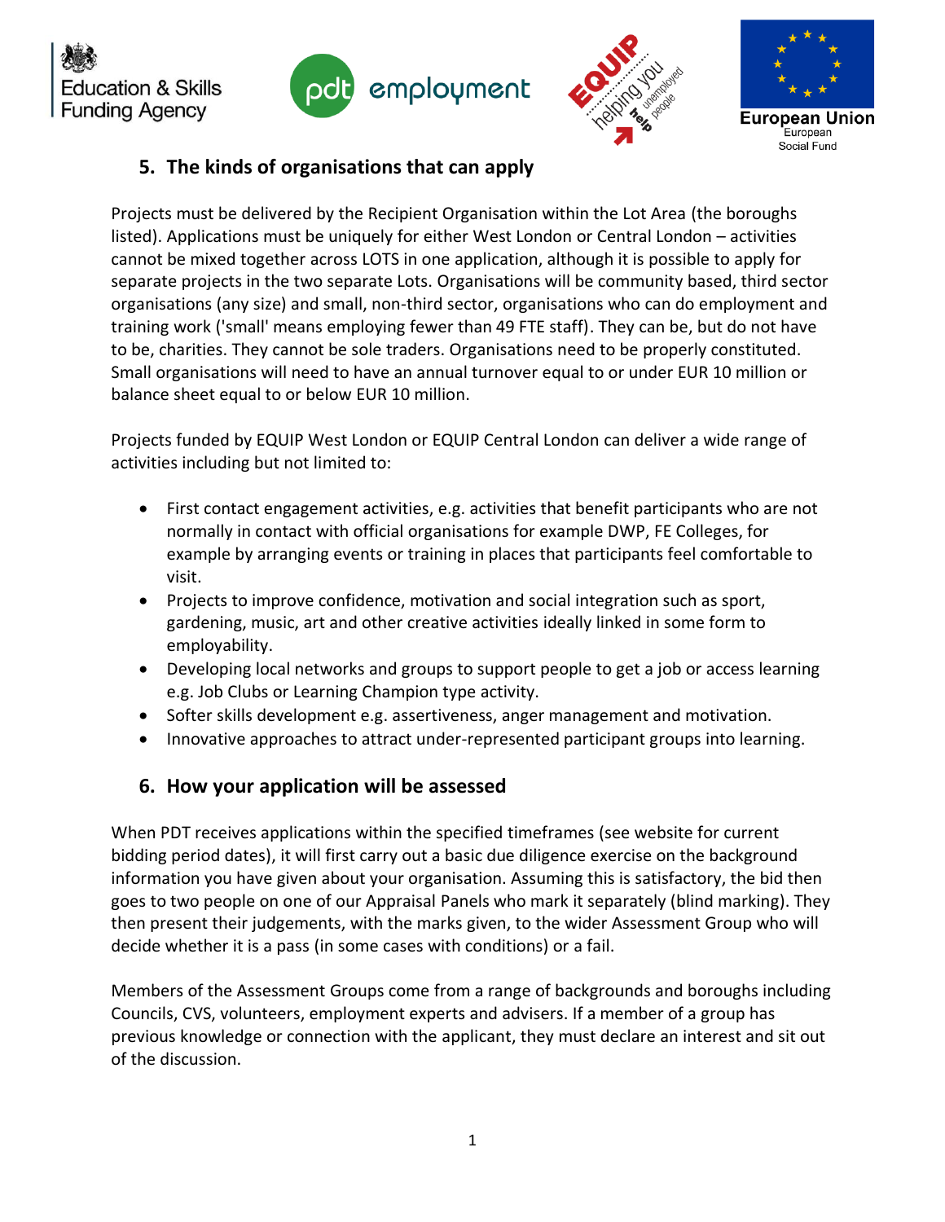## 5. The kinds of organisations that can apply

Projects must be delivered by the Recipient Organisation within the Lot Area (the boroughs listed). Applications must be uniquely for either West London or Central London – activities cannot be mixed together across LOTS in one application, although it is possible to apply for separate projects in the two separate Lots. Organisations will be community based, third sector organisations (any size) and small, non-third sector, organisations who can do employment and training work ('small' means employing fewer than 49 FTE staff). They can be, but do not have to be, charities. They cannot be sole traders. Organisations need to be properly constituted. Small organisations will need to have an annual turnover equal to or under EUR 10 million or balance sheet equal to or below EUR 10 million.

Projects funded by EQUIP West London or EQUIP Central London can deliver a wide range of activities including but not limited to:

- First contact engagement activities, e.g. activities that benefit participants who are not normally in contact with official organisations for example DWP, FE Colleges, for example by arranging events or training in places that participants feel comfortable to visit.
- Projects to improve confidence, motivation and social integration such as sport, gardening, music, art and other creative activities ideally linked in some form to employability.
- Developing local networks and groups to support people to get a job or access learning e.g. Job Clubs or Learning Champion type activity.
- Softer skills development e.g. assertiveness, anger management and motivation.
- Innovative approaches to attract under-represented participant groups into learning.

## 6. How your application will be assessed

When PDT receives applications within the specified timeframes (see website for current bidding period dates), it will first carry out a basic due diligence exercise on the background information you have given about your organisation. Assuming this is satisfactory, the bid then goes to two people on one of our Appraisal Panels who mark it separately (blind marking). They then present their judgements, with the marks given, to the wider Assessment Group who will decide whether it is a pass (in some cases with conditions) or a fail.

Members of the Assessment Groups come from a range of backgrounds and boroughs including Councils, CVS, volunteers, employment experts and advisers. If a member of a group has previous knowledge or connection with the applicant, they must declare an interest and sit out of the discussion.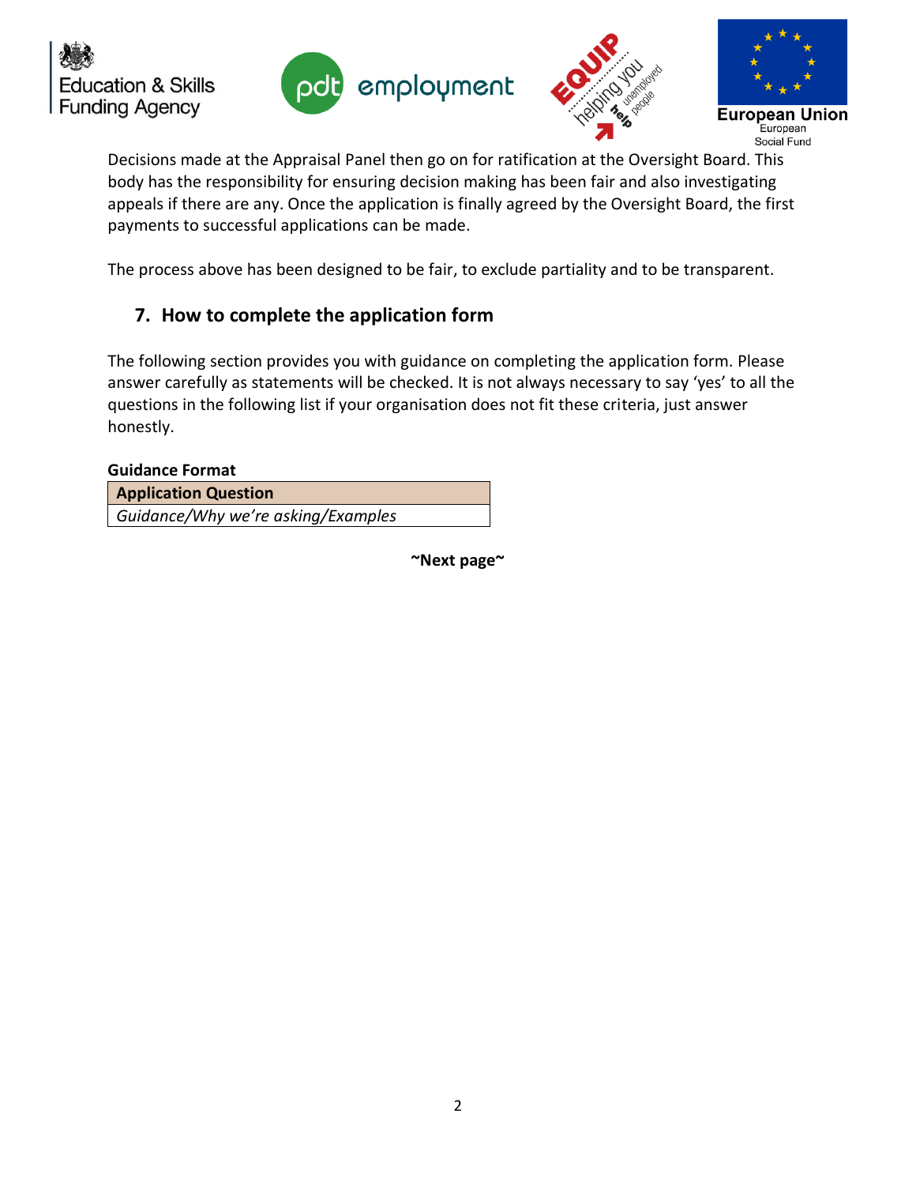Decisions made at the Appraisal Panel then go on for ratification at the Oversight Board. This body has the responsibility for ensuring decision making has been fair and also investigating appeals if there are any. Once the application is finally agreed by the Oversight Board, the first payments to successful applications can be made.

The process above has been designed to be fair, to exclude partiality and to be transparent.

## 7. How to complete the application form

The following section provides you with guidance on completing the application form. Please answer carefully as statements will be checked. It is not always necessary to say 'yes' to all the questions in the following list if your organisation does not fit these criteria, just answer honestly.

**Guidance Format**

| **Application Question** |
|---|
| *Guidance/Why we're asking/Examples* |

**~Next page~**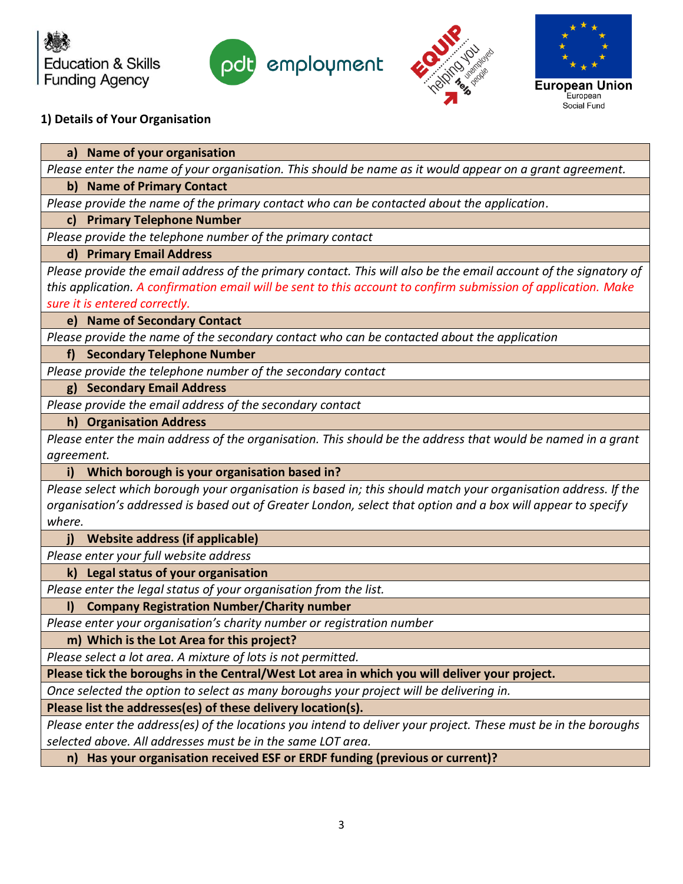Education & Skills Funding Agency

pdt employment

EQUIP helping you help unemployed people

European Union European Social Fund

## 1) Details of Your Organisation

| **a) Name of your organisation** |
|---|
| *Please enter the name of your organisation. This should be name as it would appear on a grant agreement.* |
| **b) Name of Primary Contact** |
| *Please provide the name of the primary contact who can be contacted about the application.* |
| **c) Primary Telephone Number** |
| *Please provide the telephone number of the primary contact* |
| **d) Primary Email Address** |
| *Please provide the email address of the primary contact. This will also be the email account of the signatory of this application. A confirmation email will be sent to this account to confirm submission of application. Make sure it is entered correctly.* |
| **e) Name of Secondary Contact** |
| *Please provide the name of the secondary contact who can be contacted about the application* |
| **f) Secondary Telephone Number** |
| *Please provide the telephone number of the secondary contact* |
| **g) Secondary Email Address** |
| *Please provide the email address of the secondary contact* |
| **h) Organisation Address** |
| *Please enter the main address of the organisation. This should be the address that would be named in a grant agreement.* |
| **i) Which borough is your organisation based in?** |
| *Please select which borough your organisation is based in; this should match your organisation address. If the organisation's addressed is based out of Greater London, select that option and a box will appear to specify where.* |
| **j) Website address (if applicable)** |
| *Please enter your full website address* |
| **k) Legal status of your organisation** |
| *Please enter the legal status of your organisation from the list.* |
| **l) Company Registration Number/Charity number** |
| *Please enter your organisation's charity number or registration number* |
| **m) Which is the Lot Area for this project?** |
| *Please select a lot area. A mixture of lots is not permitted.* |
| **Please tick the boroughs in the Central/West Lot area in which you will deliver your project.** |
| *Once selected the option to select as many boroughs your project will be delivering in.* |
| **Please list the addresses(es) of these delivery location(s).** |
| *Please enter the address(es) of the locations you intend to deliver your project. These must be in the boroughs selected above. All addresses must be in the same LOT area.* |
| **n) Has your organisation received ESF or ERDF funding (previous or current)?** |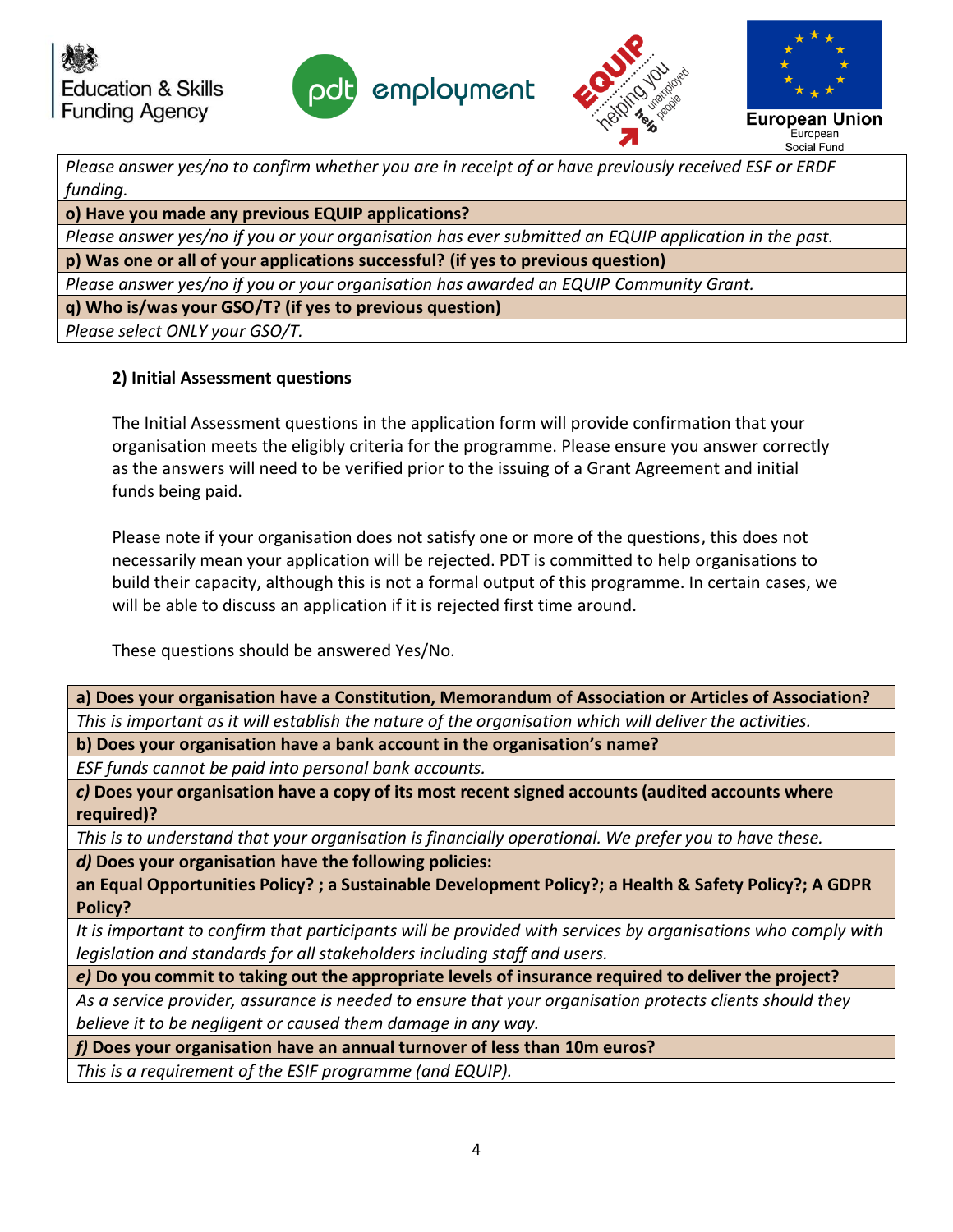| *Please answer yes/no to confirm whether you are in receipt of or have previously received ESF or ERDF funding.* |
|---|
| **o) Have you made any previous EQUIP applications?** |
| *Please answer yes/no if you or your organisation has ever submitted an EQUIP application in the past.* |
| **p) Was one or all of your applications successful? (if yes to previous question)** |
| *Please answer yes/no if you or your organisation has awarded an EQUIP Community Grant.* |
| **q) Who is/was your GSO/T? (if yes to previous question)** |
| *Please select ONLY your GSO/T.* |

### 2) Initial Assessment questions

The Initial Assessment questions in the application form will provide confirmation that your organisation meets the eligibly criteria for the programme. Please ensure you answer correctly as the answers will need to be verified prior to the issuing of a Grant Agreement and initial funds being paid.

Please note if your organisation does not satisfy one or more of the questions, this does not necessarily mean your application will be rejected. PDT is committed to help organisations to build their capacity, although this is not a formal output of this programme. In certain cases, we will be able to discuss an application if it is rejected first time around.

These questions should be answered Yes/No.

| **a) Does your organisation have a Constitution, Memorandum of Association or Articles of Association?** |
|---|
| *This is important as it will establish the nature of the organisation which will deliver the activities.* |
| **b) Does your organisation have a bank account in the organisation's name?** |
| *ESF funds cannot be paid into personal bank accounts.* |
| ***c)* Does your organisation have a copy of its most recent signed accounts (audited accounts where required)?** |
| *This is to understand that your organisation is financially operational. We prefer you to have these.* |
| ***d)* Does your organisation have the following policies: an Equal Opportunities Policy? ; a Sustainable Development Policy?; a Health & Safety Policy?; A GDPR Policy?** |
| *It is important to confirm that participants will be provided with services by organisations who comply with legislation and standards for all stakeholders including staff and users.* |
| ***e)* Do you commit to taking out the appropriate levels of insurance required to deliver the project?** |
| *As a service provider, assurance is needed to ensure that your organisation protects clients should they believe it to be negligent or caused them damage in any way.* |
| ***f)* Does your organisation have an annual turnover of less than 10m euros?** |
| *This is a requirement of the ESIF programme (and EQUIP).* |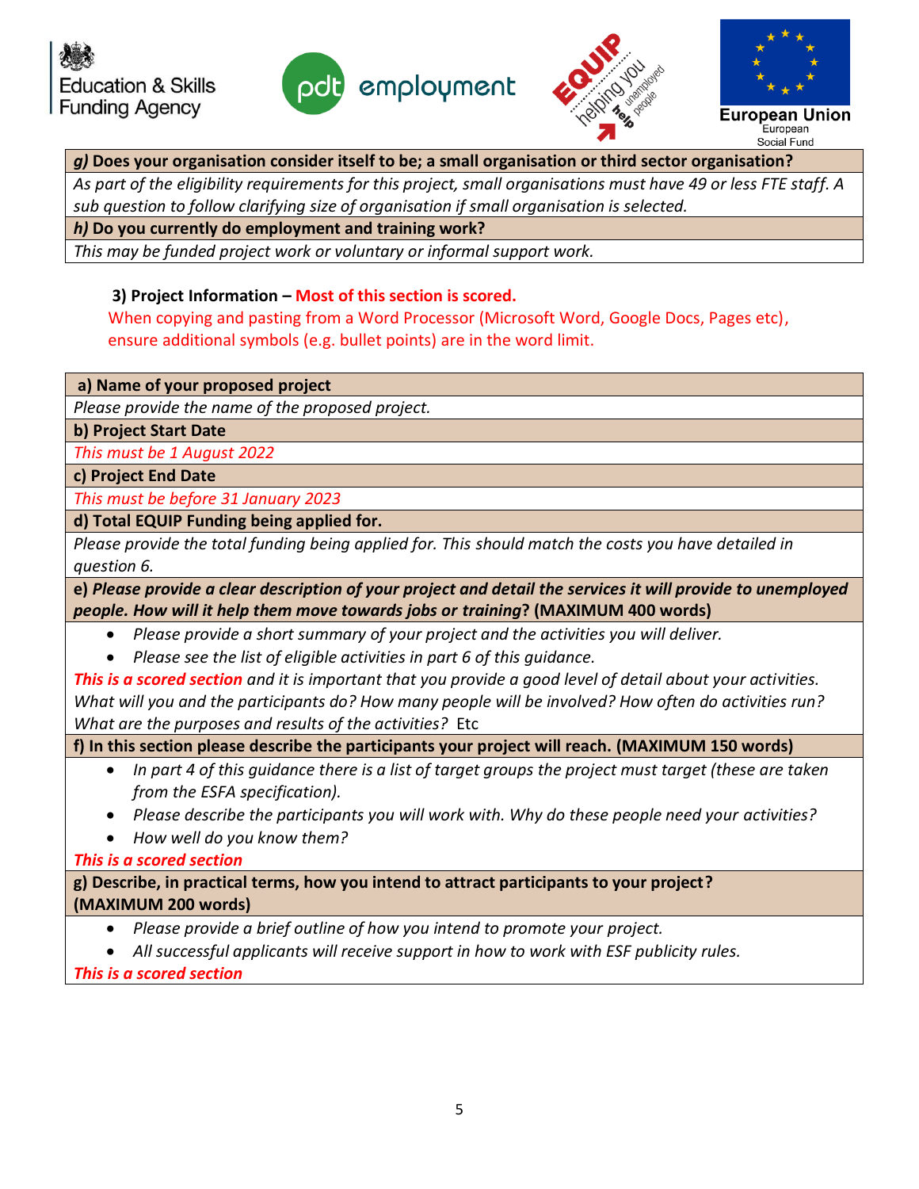**g) Does your organisation consider itself to be; a small organisation or third sector organisation?**

*As part of the eligibility requirements for this project, small organisations must have 49 or less FTE staff. A sub question to follow clarifying size of organisation if small organisation is selected.*

**h) Do you currently do employment and training work?**

*This may be funded project work or voluntary or informal support work.*

### 3) Project Information – Most of this section is scored.

When copying and pasting from a Word Processor (Microsoft Word, Google Docs, Pages etc), ensure additional symbols (e.g. bullet points) are in the word limit.

**a) Name of your proposed project**

*Please provide the name of the proposed project.*

**b) Project Start Date**

*This must be 1 August 2022*

**c) Project End Date**

*This must be before 31 January 2023*

**d) Total EQUIP Funding being applied for.**

*Please provide the total funding being applied for. This should match the costs you have detailed in question 6.*

**e) *Please provide a clear description of your project and detail the services it will provide to unemployed people. How will it help them move towards jobs or training*? (MAXIMUM 400 words)**

- *Please provide a short summary of your project and the activities you will deliver.*
- *Please see the list of eligible activities in part 6 of this guidance.*

***This is a scored section*** *and it is important that you provide a good level of detail about your activities. What will you and the participants do? How many people will be involved? How often do activities run? What are the purposes and results of the activities?* Etc

**f) In this section please describe the participants your project will reach. (MAXIMUM 150 words)**

- *In part 4 of this guidance there is a list of target groups the project must target (these are taken from the ESFA specification).*
- *Please describe the participants you will work with. Why do these people need your activities?*
- *How well do you know them?*

***This is a scored section***

**g) Describe, in practical terms, how you intend to attract participants to your project? (MAXIMUM 200 words)**

- *Please provide a brief outline of how you intend to promote your project.*
- *All successful applicants will receive support in how to work with ESF publicity rules.*

***This is a scored section***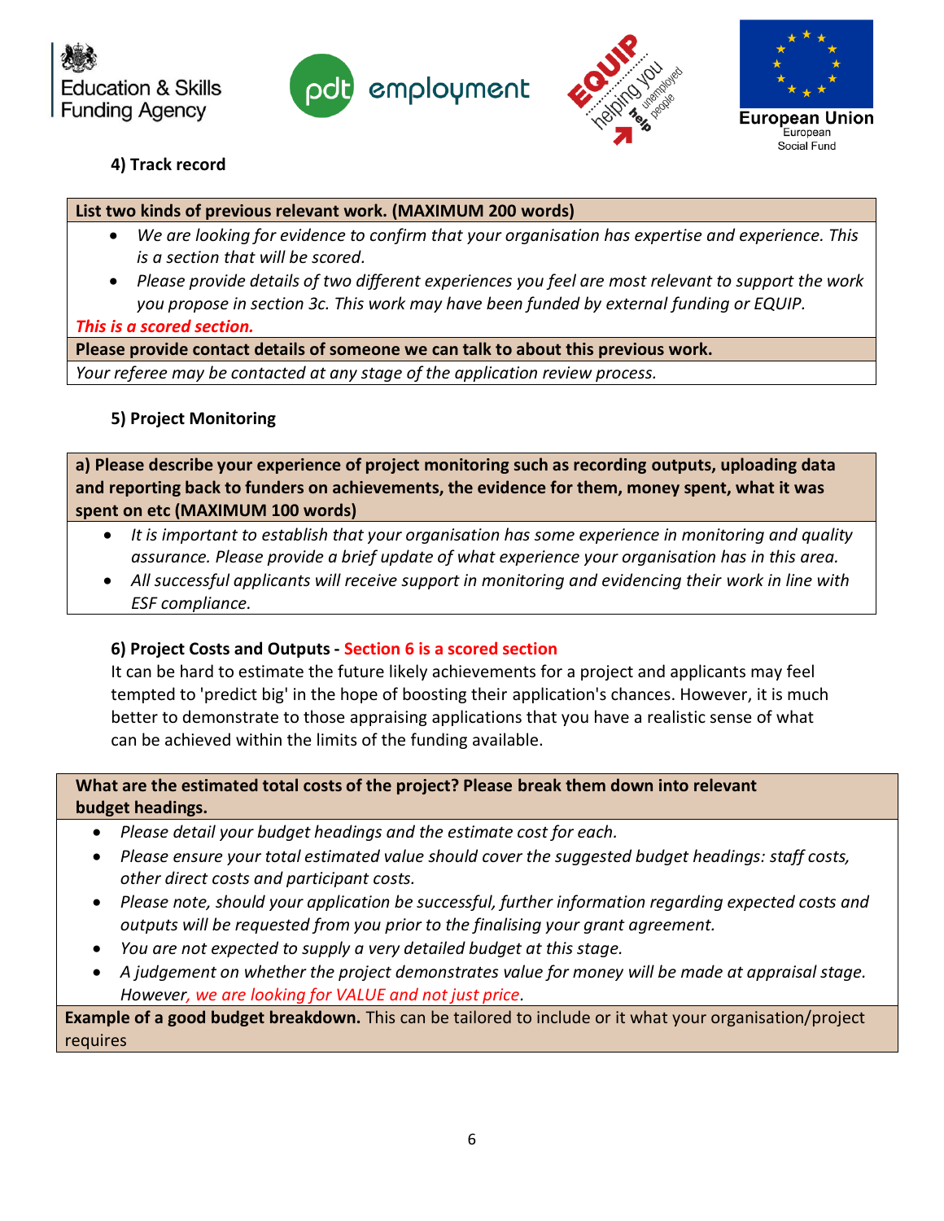#### 4) Track record

**List two kinds of previous relevant work. (MAXIMUM 200 words)**

- *We are looking for evidence to confirm that your organisation has expertise and experience. This is a section that will be scored.*
- *Please provide details of two different experiences you feel are most relevant to support the work you propose in section 3c. This work may have been funded by external funding or EQUIP.*

***This is a scored section.***

**Please provide contact details of someone we can talk to about this previous work.**

*Your referee may be contacted at any stage of the application review process.*

#### 5) Project Monitoring

**a) Please describe your experience of project monitoring such as recording outputs, uploading data and reporting back to funders on achievements, the evidence for them, money spent, what it was spent on etc (MAXIMUM 100 words)**

- *It is important to establish that your organisation has some experience in monitoring and quality assurance. Please provide a brief update of what experience your organisation has in this area.*
- *All successful applicants will receive support in monitoring and evidencing their work in line with ESF compliance.*

#### 6) Project Costs and Outputs - Section 6 is a scored section

It can be hard to estimate the future likely achievements for a project and applicants may feel tempted to 'predict big' in the hope of boosting their application's chances. However, it is much better to demonstrate to those appraising applications that you have a realistic sense of what can be achieved within the limits of the funding available.

**What are the estimated total costs of the project? Please break them down into relevant budget headings.**

- *Please detail your budget headings and the estimate cost for each.*
- *Please ensure your total estimated value should cover the suggested budget headings: staff costs, other direct costs and participant costs.*
- *Please note, should your application be successful, further information regarding expected costs and outputs will be requested from you prior to the finalising your grant agreement.*
- *You are not expected to supply a very detailed budget at this stage.*
- *A judgement on whether the project demonstrates value for money will be made at appraisal stage. However, we are looking for VALUE and not just price.*

**Example of a good budget breakdown.** This can be tailored to include or it what your organisation/project requires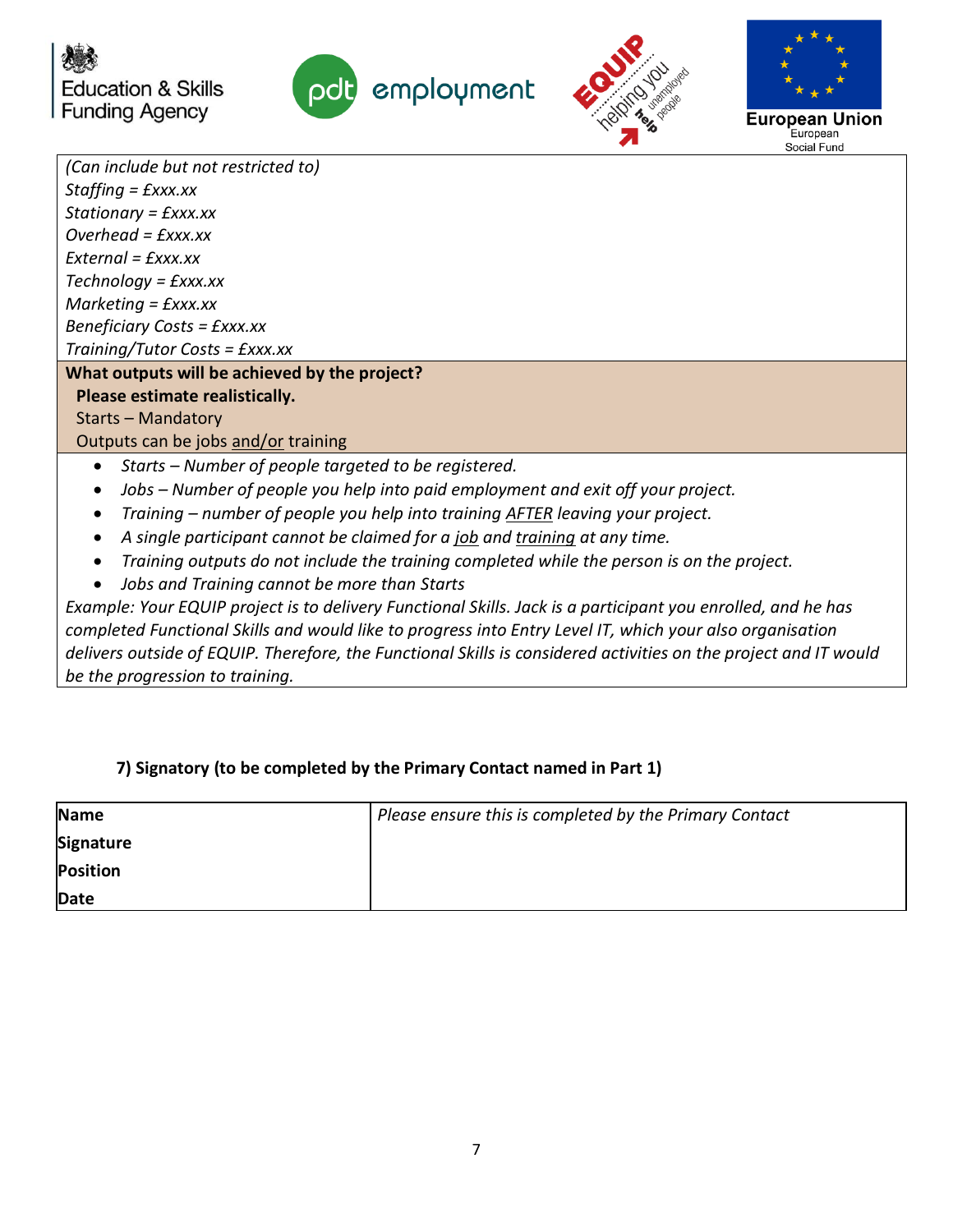*(Can include but not restricted to)*
*Staffing = £xxx.xx*
*Stationary = £xxx.xx*
*Overhead = £xxx.xx*
*External = £xxx.xx*
*Technology = £xxx.xx*
*Marketing = £xxx.xx*
*Beneficiary Costs = £xxx.xx*
*Training/Tutor Costs = £xxx.xx*

**What outputs will be achieved by the project?**
**Please estimate realistically.**
Starts – Mandatory
Outputs can be jobs and/or training

- *Starts – Number of people targeted to be registered.*
- *Jobs – Number of people you help into paid employment and exit off your project.*
- *Training – number of people you help into training AFTER leaving your project.*
- *A single participant cannot be claimed for a job and training at any time.*
- *Training outputs do not include the training completed while the person is on the project.*
- *Jobs and Training cannot be more than Starts*

*Example: Your EQUIP project is to delivery Functional Skills. Jack is a participant you enrolled, and he has completed Functional Skills and would like to progress into Entry Level IT, which your also organisation delivers outside of EQUIP. Therefore, the Functional Skills is considered activities on the project and IT would be the progression to training.*

### 7) Signatory (to be completed by the Primary Contact named in Part 1)

| | |
|---|---|
| **Name** | *Please ensure this is completed by the Primary Contact* |
| **Signature** | |
| **Position** | |
| **Date** | |